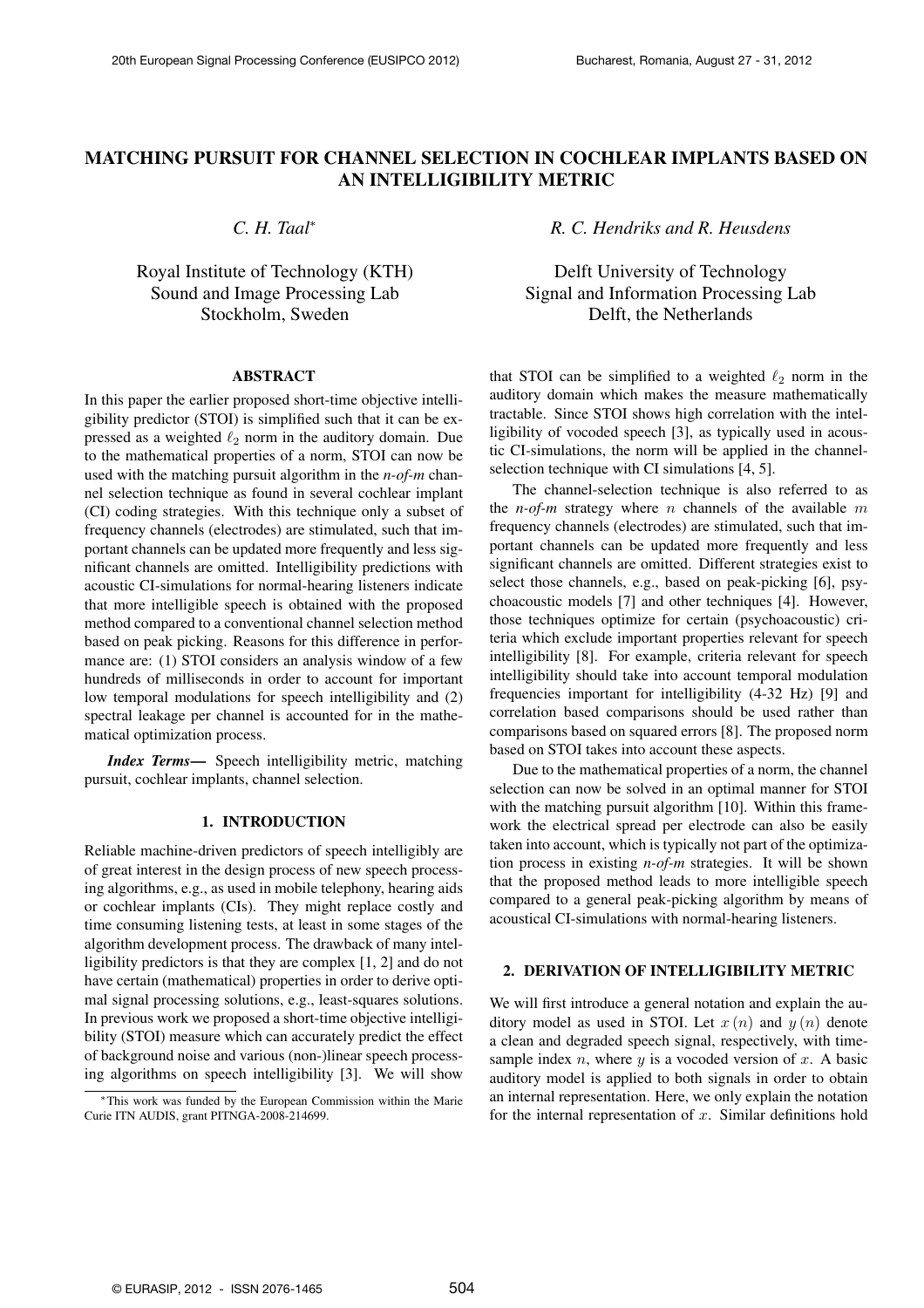# MATCHING PURSUIT FOR CHANNEL SELECTION IN COCHLEAR IMPLANTS BASED ON AN INTELLIGIBILITY METRIC

*C. H. Taal*[*]

Royal Institute of Technology (KTH)
Sound and Image Processing Lab
Stockholm, Sweden

*R. C. Hendriks and R. Heusdens*

Delft University of Technology
Signal and Information Processing Lab
Delft, the Netherlands

## ABSTRACT

In this paper the earlier proposed short-time objective intelligibility predictor (STOI) is simplified such that it can be expressed as a weighted $\ell_2$ norm in the auditory domain. Due to the mathematical properties of a norm, STOI can now be used with the matching pursuit algorithm in the *n-of-m* channel selection technique as found in several cochlear implant (CI) coding strategies. With this technique only a subset of frequency channels (electrodes) are stimulated, such that important channels can be updated more frequently and less significant channels are omitted. Intelligibility predictions with acoustic CI-simulations for normal-hearing listeners indicate that more intelligible speech is obtained with the proposed method compared to a conventional channel selection method based on peak picking. Reasons for this difference in performance are: (1) STOI considers an analysis window of a few hundreds of milliseconds in order to account for important low temporal modulations for speech intelligibility and (2) spectral leakage per channel is accounted for in the mathematical optimization process.

***Index Terms*—** Speech intelligibility metric, matching pursuit, cochlear implants, channel selection.

## 1. INTRODUCTION

Reliable machine-driven predictors of speech intelligibly are of great interest in the design process of new speech processing algorithms, e.g., as used in mobile telephony, hearing aids or cochlear implants (CIs). They might replace costly and time consuming listening tests, at least in some stages of the algorithm development process. The drawback of many intelligibility predictors is that they are complex [1, 2] and do not have certain (mathematical) properties in order to derive optimal signal processing solutions, e.g., least-squares solutions. In previous work we proposed a short-time objective intelligibility (STOI) measure which can accurately predict the effect of background noise and various (non-)linear speech processing algorithms on speech intelligibility [3]. We will show that STOI can be simplified to a weighted $\ell_2$ norm in the auditory domain which makes the measure mathematically tractable. Since STOI shows high correlation with the intelligibility of vocoded speech [3], as typically used in acoustic CI-simulations, the norm will be applied in the channel-selection technique with CI simulations [4, 5].

The channel-selection technique is also referred to as the *n-of-m* strategy where $n$ channels of the available $m$ frequency channels (electrodes) are stimulated, such that important channels can be updated more frequently and less significant channels are omitted. Different strategies exist to select those channels, e.g., based on peak-picking [6], psychoacoustic models [7] and other techniques [4]. However, those techniques optimize for certain (psychoacoustic) criteria which exclude important properties relevant for speech intelligibility [8]. For example, criteria relevant for speech intelligibility should take into account temporal modulation frequencies important for intelligibility (4-32 Hz) [9] and correlation based comparisons should be used rather than comparisons based on squared errors [8]. The proposed norm based on STOI takes into account these aspects.

Due to the mathematical properties of a norm, the channel selection can now be solved in an optimal manner for STOI with the matching pursuit algorithm [10]. Within this framework the electrical spread per electrode can also be easily taken into account, which is typically not part of the optimization process in existing *n-of-m* strategies. It will be shown that the proposed method leads to more intelligible speech compared to a general peak-picking algorithm by means of acoustical CI-simulations with normal-hearing listeners.

## 2. DERIVATION OF INTELLIGIBILITY METRIC

We will first introduce a general notation and explain the auditory model as used in STOI. Let $x(n)$ and $y(n)$ denote a clean and degraded speech signal, respectively, with time-sample index $n$, where $y$ is a vocoded version of $x$. A basic auditory model is applied to both signals in order to obtain an internal representation. Here, we only explain the notation for the internal representation of $x$. Similar definitions hold

[*]This work was funded by the European Commission within the Marie Curie ITN AUDIS, grant PITNGA-2008-214699.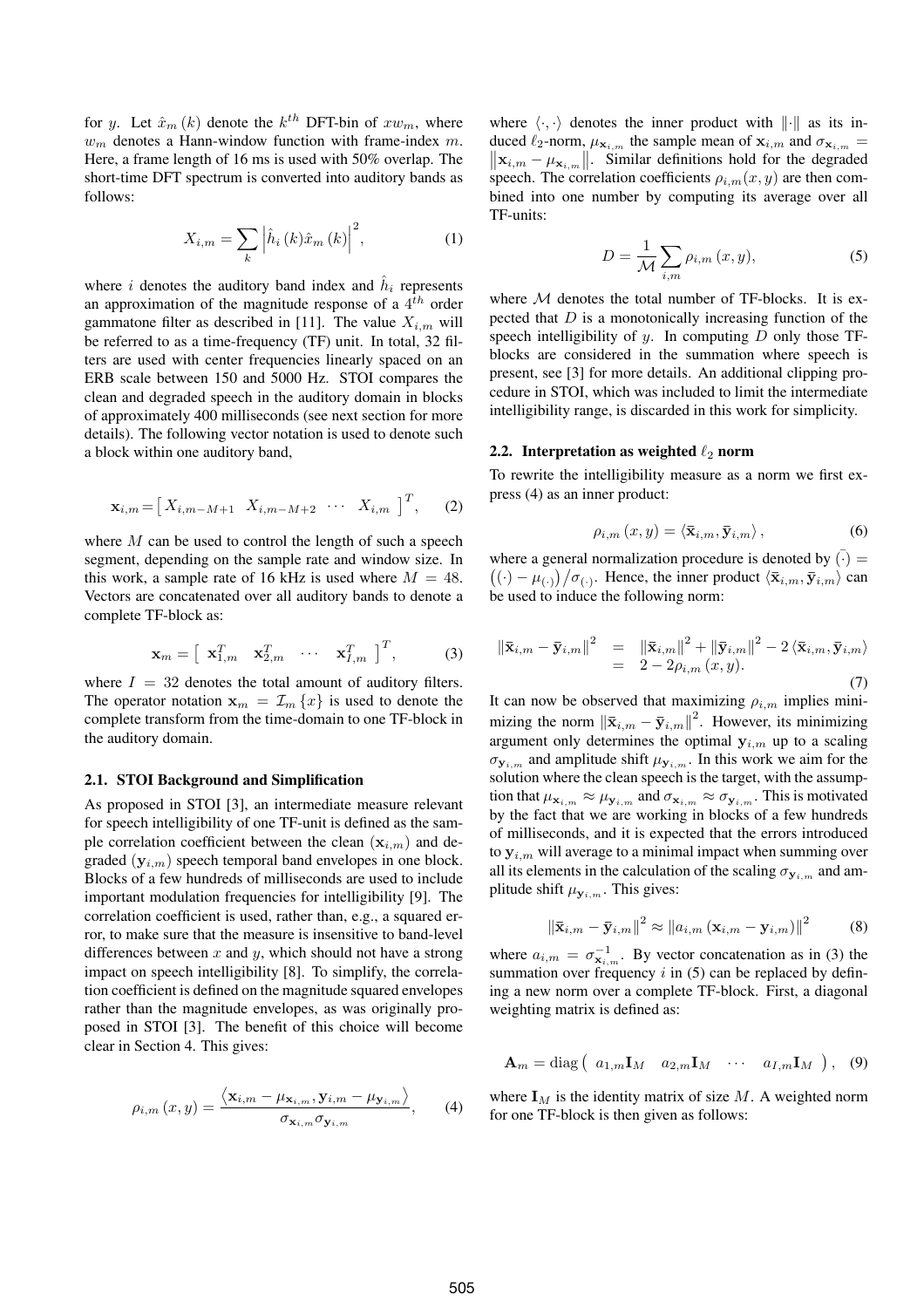for $y$. Let $\hat{x}_m(k)$ denote the $k^{th}$ DFT-bin of $xw_m$, where $w_m$ denotes a Hann-window function with frame-index $m$. Here, a frame length of 16 ms is used with 50% overlap. The short-time DFT spectrum is converted into auditory bands as follows:

$$X_{i,m} = \sum_k \left| \hat{h}_i(k) \hat{x}_m(k) \right|^2, \tag{1}$$

where $i$ denotes the auditory band index and $\hat{h}_i$ represents an approximation of the magnitude response of a $4^{th}$ order gammatone filter as described in [11]. The value $X_{i,m}$ will be referred to as a time-frequency (TF) unit. In total, 32 filters are used with center frequencies linearly spaced on an ERB scale between 150 and 5000 Hz. STOI compares the clean and degraded speech in the auditory domain in blocks of approximately 400 milliseconds (see next section for more details). The following vector notation is used to denote such a block within one auditory band,

$$\mathbf{x}_{i,m} = \begin{bmatrix} X_{i,m-M+1} & X_{i,m-M+2} & \cdots & X_{i,m} \end{bmatrix}^T, \tag{2}$$

where $M$ can be used to control the length of such a speech segment, depending on the sample rate and window size. In this work, a sample rate of 16 kHz is used where $M = 48$. Vectors are concatenated over all auditory bands to denote a complete TF-block as:

$$\mathbf{x}_m = \begin{bmatrix} \mathbf{x}_{1,m}^T & \mathbf{x}_{2,m}^T & \cdots & \mathbf{x}_{I,m}^T \end{bmatrix}^T, \tag{3}$$

where $I = 32$ denotes the total amount of auditory filters. The operator notation $\mathbf{x}_m = \mathcal{I}_m\{x\}$ is used to denote the complete transform from the time-domain to one TF-block in the auditory domain.

### 2.1. STOI Background and Simplification

As proposed in STOI [3], an intermediate measure relevant for speech intelligibility of one TF-unit is defined as the sample correlation coefficient between the clean ($\mathbf{x}_{i,m}$) and degraded ($\mathbf{y}_{i,m}$) speech temporal band envelopes in one block. Blocks of a few hundreds of milliseconds are used to include important modulation frequencies for intelligibility [9]. The correlation coefficient is used, rather than, e.g., a squared error, to make sure that the measure is insensitive to band-level differences between $x$ and $y$, which should not have a strong impact on speech intelligibility [8]. To simplify, the correlation coefficient is defined on the magnitude squared envelopes rather than the magnitude envelopes, as was originally proposed in STOI [3]. The benefit of this choice will become clear in Section 4. This gives:

$$\rho_{i,m}(x,y) = \frac{\left\langle \mathbf{x}_{i,m} - \mu_{\mathbf{x}_{i,m}}, \mathbf{y}_{i,m} - \mu_{\mathbf{y}_{i,m}} \right\rangle}{\sigma_{\mathbf{x}_{i,m}} \sigma_{\mathbf{y}_{i,m}}}, \tag{4}$$

where $\langle \cdot, \cdot \rangle$ denotes the inner product with $\|\cdot\|$ as its induced $\ell_2$-norm, $\mu_{\mathbf{x}_{i,m}}$ the sample mean of $\mathbf{x}_{i,m}$ and $\sigma_{\mathbf{x}_{i,m}} = \left\| \mathbf{x}_{i,m} - \mu_{\mathbf{x}_{i,m}} \right\|$. Similar definitions hold for the degraded speech. The correlation coefficients $\rho_{i,m}(x,y)$ are then combined into one number by computing its average over all TF-units:

$$D = \frac{1}{\mathcal{M}} \sum_{i,m} \rho_{i,m}(x,y), \tag{5}$$

where $\mathcal{M}$ denotes the total number of TF-blocks. It is expected that $D$ is a monotonically increasing function of the speech intelligibility of $y$. In computing $D$ only those TF-blocks are considered in the summation where speech is present, see [3] for more details. An additional clipping procedure in STOI, which was included to limit the intermediate intelligibility range, is discarded in this work for simplicity.

### 2.2. Interpretation as weighted $\ell_2$ norm

To rewrite the intelligibility measure as a norm we first express (4) as an inner product:

$$\rho_{i,m}(x,y) = \langle \bar{\mathbf{x}}_{i,m}, \bar{\mathbf{y}}_{i,m} \rangle, \tag{6}$$

where a general normalization procedure is denoted by $\bar{(\cdot)} = \left((\cdot) - \mu_{(\cdot)}\right) / \sigma_{(\cdot)}$. Hence, the inner product $\langle \bar{\mathbf{x}}_{i,m}, \bar{\mathbf{y}}_{i,m} \rangle$ can be used to induce the following norm:

$$\begin{aligned} \|\bar{\mathbf{x}}_{i,m} - \bar{\mathbf{y}}_{i,m}\|^2 &= \|\bar{\mathbf{x}}_{i,m}\|^2 + \|\bar{\mathbf{y}}_{i,m}\|^2 - 2\langle \bar{\mathbf{x}}_{i,m}, \bar{\mathbf{y}}_{i,m} \rangle \\ &= 2 - 2\rho_{i,m}(x,y). \end{aligned} \tag{7}$$

It can now be observed that maximizing $\rho_{i,m}$ implies minimizing the norm $\|\bar{\mathbf{x}}_{i,m} - \bar{\mathbf{y}}_{i,m}\|^2$. However, its minimizing argument only determines the optimal $\mathbf{y}_{i,m}$ up to a scaling $\sigma_{\mathbf{y}_{i,m}}$ and amplitude shift $\mu_{\mathbf{y}_{i,m}}$. In this work we aim for the solution where the clean speech is the target, with the assumption that $\mu_{\mathbf{x}_{i,m}} \approx \mu_{\mathbf{y}_{i,m}}$ and $\sigma_{\mathbf{x}_{i,m}} \approx \sigma_{\mathbf{y}_{i,m}}$. This is motivated by the fact that we are working in blocks of a few hundreds of milliseconds, and it is expected that the errors introduced to $\mathbf{y}_{i,m}$ will average to a minimal impact when summing over all its elements in the calculation of the scaling $\sigma_{\mathbf{y}_{i,m}}$ and amplitude shift $\mu_{\mathbf{y}_{i,m}}$. This gives:

$$\|\bar{\mathbf{x}}_{i,m} - \bar{\mathbf{y}}_{i,m}\|^2 \approx \|a_{i,m}(\mathbf{x}_{i,m} - \mathbf{y}_{i,m})\|^2 \tag{8}$$

where $a_{i,m} = \sigma_{\mathbf{x}_{i,m}}^{-1}$. By vector concatenation as in (3) the summation over frequency $i$ in (5) can be replaced by defining a new norm over a complete TF-block. First, a diagonal weighting matrix is defined as:

$$\mathbf{A}_m = \operatorname{diag}\begin{pmatrix} a_{1,m}\mathbf{I}_M & a_{2,m}\mathbf{I}_M & \cdots & a_{I,m}\mathbf{I}_M \end{pmatrix}, \tag{9}$$

where $\mathbf{I}_M$ is the identity matrix of size $M$. A weighted norm for one TF-block is then given as follows: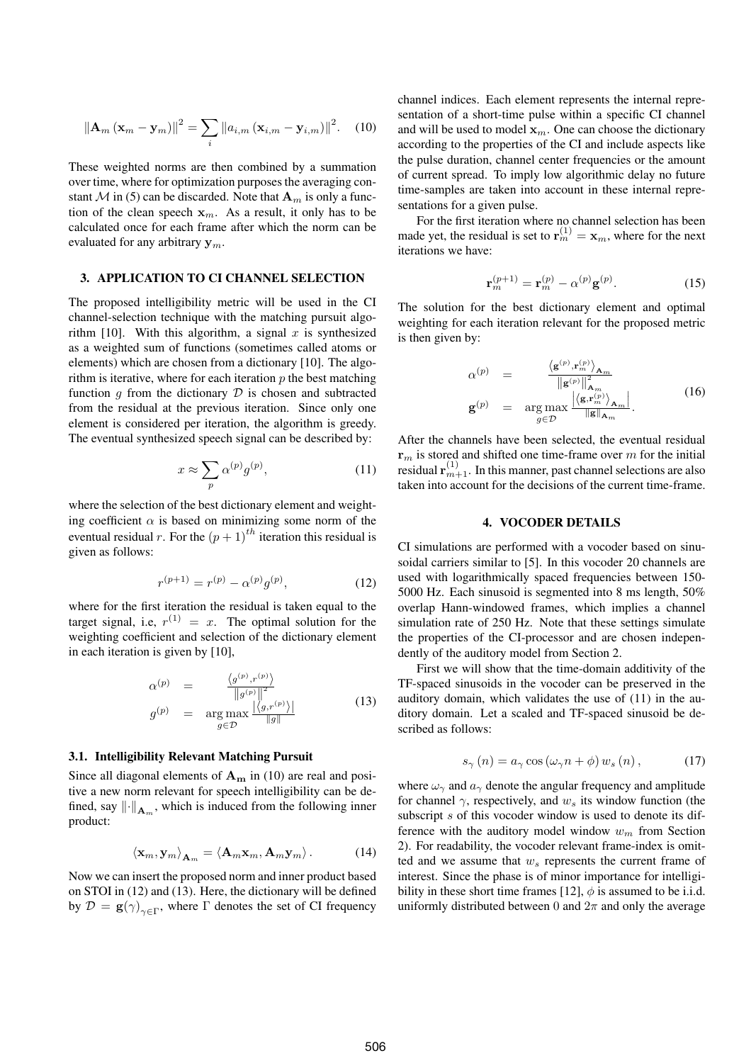$$\|\mathbf{A}_m(\mathbf{x}_m - \mathbf{y}_m)\|^2 = \sum_i \|a_{i,m}(\mathbf{x}_{i,m} - \mathbf{y}_{i,m})\|^2. \quad (10)$$

These weighted norms are then combined by a summation over time, where for optimization purposes the averaging constant $\mathcal{M}$ in (5) can be discarded. Note that $\mathbf{A}_m$ is only a function of the clean speech $\mathbf{x}_m$. As a result, it only has to be calculated once for each frame after which the norm can be evaluated for any arbitrary $\mathbf{y}_m$.

## 3. APPLICATION TO CI CHANNEL SELECTION

The proposed intelligibility metric will be used in the CI channel-selection technique with the matching pursuit algorithm [10]. With this algorithm, a signal $x$ is synthesized as a weighted sum of functions (sometimes called atoms or elements) which are chosen from a dictionary [10]. The algorithm is iterative, where for each iteration $p$ the best matching function $g$ from the dictionary $\mathcal{D}$ is chosen and subtracted from the residual at the previous iteration. Since only one element is considered per iteration, the algorithm is greedy. The eventual synthesized speech signal can be described by:

$$x \approx \sum_p \alpha^{(p)} g^{(p)}, \quad (11)$$

where the selection of the best dictionary element and weighting coefficient $\alpha$ is based on minimizing some norm of the eventual residual $r$. For the $(p+1)^{th}$ iteration this residual is given as follows:

$$r^{(p+1)} = r^{(p)} - \alpha^{(p)} g^{(p)}, \quad (12)$$

where for the first iteration the residual is taken equal to the target signal, i.e, $r^{(1)} = x$. The optimal solution for the weighting coefficient and selection of the dictionary element in each iteration is given by [10],

$$\begin{aligned} \alpha^{(p)} &= \frac{\langle g^{(p)}, r^{(p)} \rangle}{\|g^{(p)}\|^2} \\ g^{(p)} &= \underset{g \in \mathcal{D}}{\arg\max} \frac{|\langle g, r^{(p)} \rangle|}{\|g\|} \end{aligned} \quad (13)$$

### 3.1. Intelligibility Relevant Matching Pursuit

Since all diagonal elements of $\mathbf{A_m}$ in (10) are real and positive a new norm relevant for speech intelligibility can be defined, say $\|\cdot\|_{\mathbf{A}_m}$, which is induced from the following inner product:

$$\langle \mathbf{x}_m, \mathbf{y}_m \rangle_{\mathbf{A}_m} = \langle \mathbf{A}_m \mathbf{x}_m, \mathbf{A}_m \mathbf{y}_m \rangle. \quad (14)$$

Now we can insert the proposed norm and inner product based on STOI in (12) and (13). Here, the dictionary will be defined by $\mathcal{D} = \mathbf{g}(\gamma)_{\gamma \in \Gamma}$, where $\Gamma$ denotes the set of CI frequency channel indices. Each element represents the internal representation of a short-time pulse within a specific CI channel and will be used to model $\mathbf{x}_m$. One can choose the dictionary according to the properties of the CI and include aspects like the pulse duration, channel center frequencies or the amount of current spread. To imply low algorithmic delay no future time-samples are taken into account in these internal representations for a given pulse.

For the first iteration where no channel selection has been made yet, the residual is set to $\mathbf{r}_m^{(1)} = \mathbf{x}_m$, where for the next iterations we have:

$$\mathbf{r}_m^{(p+1)} = \mathbf{r}_m^{(p)} - \alpha^{(p)} \mathbf{g}^{(p)}. \quad (15)$$

The solution for the best dictionary element and optimal weighting for each iteration relevant for the proposed metric is then given by:

$$\begin{aligned} \alpha^{(p)} &= \frac{\langle \mathbf{g}^{(p)}, \mathbf{r}_m^{(p)} \rangle_{\mathbf{A}_m}}{\|\mathbf{g}^{(p)}\|_{\mathbf{A}_m}^2} \\ \mathbf{g}^{(p)} &= \underset{g \in \mathcal{D}}{\arg\max} \frac{\left|\langle \mathbf{g}, \mathbf{r}_m^{(p)} \rangle_{\mathbf{A}_m}\right|}{\|\mathbf{g}\|_{\mathbf{A}_m}}. \end{aligned} \quad (16)$$

After the channels have been selected, the eventual residual $\mathbf{r}_m$ is stored and shifted one time-frame over $m$ for the initial residual $\mathbf{r}_{m+1}^{(1)}$. In this manner, past channel selections are also taken into account for the decisions of the current time-frame.

## 4. VOCODER DETAILS

CI simulations are performed with a vocoder based on sinusoidal carriers similar to [5]. In this vocoder 20 channels are used with logarithmically spaced frequencies between 150-5000 Hz. Each sinusoid is segmented into 8 ms length, 50% overlap Hann-windowed frames, which implies a channel simulation rate of 250 Hz. Note that these settings simulate the properties of the CI-processor and are chosen independently of the auditory model from Section 2.

First we will show that the time-domain additivity of the TF-spaced sinusoids in the vocoder can be preserved in the auditory domain, which validates the use of (11) in the auditory domain. Let a scaled and TF-spaced sinusoid be described as follows:

$$s_\gamma(n) = a_\gamma \cos(\omega_\gamma n + \phi) w_s(n), \quad (17)$$

where $\omega_\gamma$ and $a_\gamma$ denote the angular frequency and amplitude for channel $\gamma$, respectively, and $w_s$ its window function (the subscript $s$ of this vocoder window is used to denote its difference with the auditory model window $w_m$ from Section 2). For readability, the vocoder relevant frame-index is omitted and we assume that $w_s$ represents the current frame of interest. Since the phase is of minor importance for intelligibility in these short time frames [12], $\phi$ is assumed to be i.i.d. uniformly distributed between 0 and $2\pi$ and only the average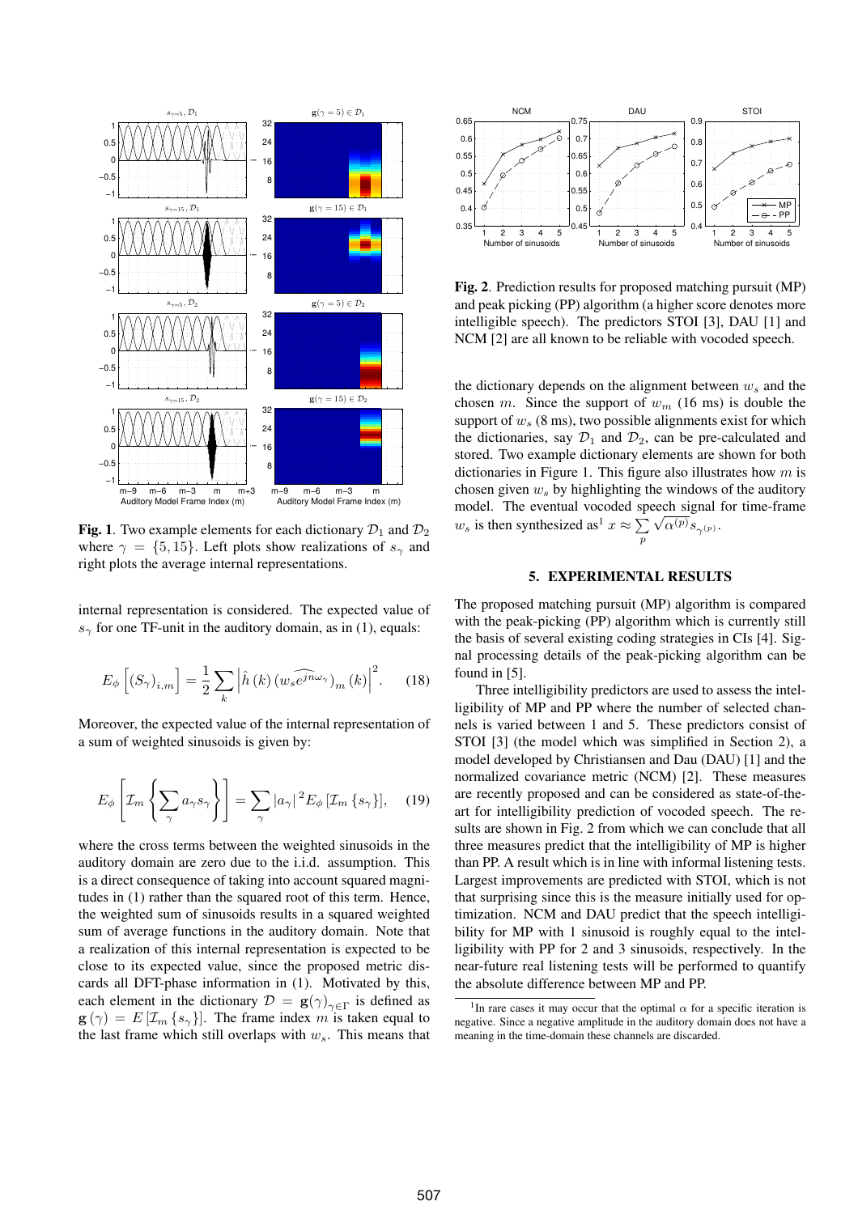**Fig. 1**. Two example elements for each dictionary $\mathcal{D}_1$ and $\mathcal{D}_2$ where $\gamma = \{5, 15\}$. Left plots show realizations of $s_\gamma$ and right plots the average internal representation.

internal representation is considered. The expected value of $s_\gamma$ for one TF-unit in the auditory domain, as in (1), equals:

$$E_\phi\left[(S_\gamma)_{i,m}\right] = \frac{1}{2}\sum_k \left|\hat{h}(k)\left(w_s \widehat{e^{jn\omega_\gamma}}\right)_m(k)\right|^2. \quad (18)$$

Moreover, the expected value of the internal representation of a sum of weighted sinusoids is given by:

$$E_\phi\left[\mathcal{I}_m\left\{\sum_\gamma a_\gamma s_\gamma\right\}\right] = \sum_\gamma |a_\gamma|^2 E_\phi\left[\mathcal{I}_m\{s_\gamma\}\right], \quad (19)$$

where the cross terms between the weighted sinusoids in the auditory domain are zero due to the i.i.d. assumption. This is a direct consequence of taking into account squared magnitudes in (1) rather than the squared root of this term. Hence, the weighted sum of sinusoids results in a squared weighted sum of average functions in the auditory domain. Note that a realization of this internal representation is expected to be close to its expected value, since the proposed metric discards all DFT-phase information in (1). Motivated by this, each element in the dictionary $\mathcal{D} = \mathbf{g}(\gamma)_{\gamma\in\Gamma}$ is defined as $\mathbf{g}(\gamma) = E\left[\mathcal{I}_m\{s_\gamma\}\right]$. The frame index $m$ is taken equal to the last frame which still overlaps with $w_s$. This means that the dictionary depends on the alignment between $w_s$ and the chosen $m$. Since the support of $w_m$ (16 ms) is double the support of $w_s$ (8 ms), two possible alignments exist for which the dictionaries, say $\mathcal{D}_1$ and $\mathcal{D}_2$, can be pre-calculated and stored. Two example dictionary elements are shown for both dictionaries in Figure 1. This figure also illustrates how $m$ is chosen given $w_s$ by highlighting the windows of the auditory model. The eventual vocoded speech signal for time-frame $w_s$ is then synthesized as[1] $x \approx \sum_p \sqrt{\alpha^{(p)}} s_{\gamma^{(p)}}$.

**Fig. 2**. Prediction results for proposed matching pursuit (MP) and peak picking (PP) algorithm (a higher score denotes more intelligible speech). The predictors STOI [3], DAU [1] and NCM [2] are all known to be reliable with vocoded speech.

## 5. EXPERIMENTAL RESULTS

The proposed matching pursuit (MP) algorithm is compared with the peak-picking (PP) algorithm which is currently still the basis of several existing coding strategies in CIs [4]. Signal processing details of the peak-picking algorithm can be found in [5].

Three intelligibility predictors are used to assess the intelligibility of MP and PP where the number of selected channels is varied between 1 and 5. These predictors consist of STOI [3] (the model which was simplified in Section 2), a model developed by Christiansen and Dau (DAU) [1] and the normalized covariance metric (NCM) [2]. These measures are recently proposed and can be considered as state-of-the-art for intelligibility prediction of vocoded speech. The results are shown in Fig. 2 from which we can conclude that all three measures predict that the intelligibility of MP is higher than PP. A result which is in line with informal listening tests. Largest improvements are predicted with STOI, which is not that surprising since this is the measure initially used for optimization. NCM and DAU predict that the speech intelligibility for MP with 1 sinusoid is roughly equal to the intelligibility with PP for 2 and 3 sinusoids, respectively. In the near-future real listening tests will be performed to quantify the absolute difference between MP and PP.

[1] In rare cases it may occur that the optimal $\alpha$ for a specific iteration is negative. Since a negative amplitude in the auditory domain does not have a meaning in the time-domain these channels are discarded.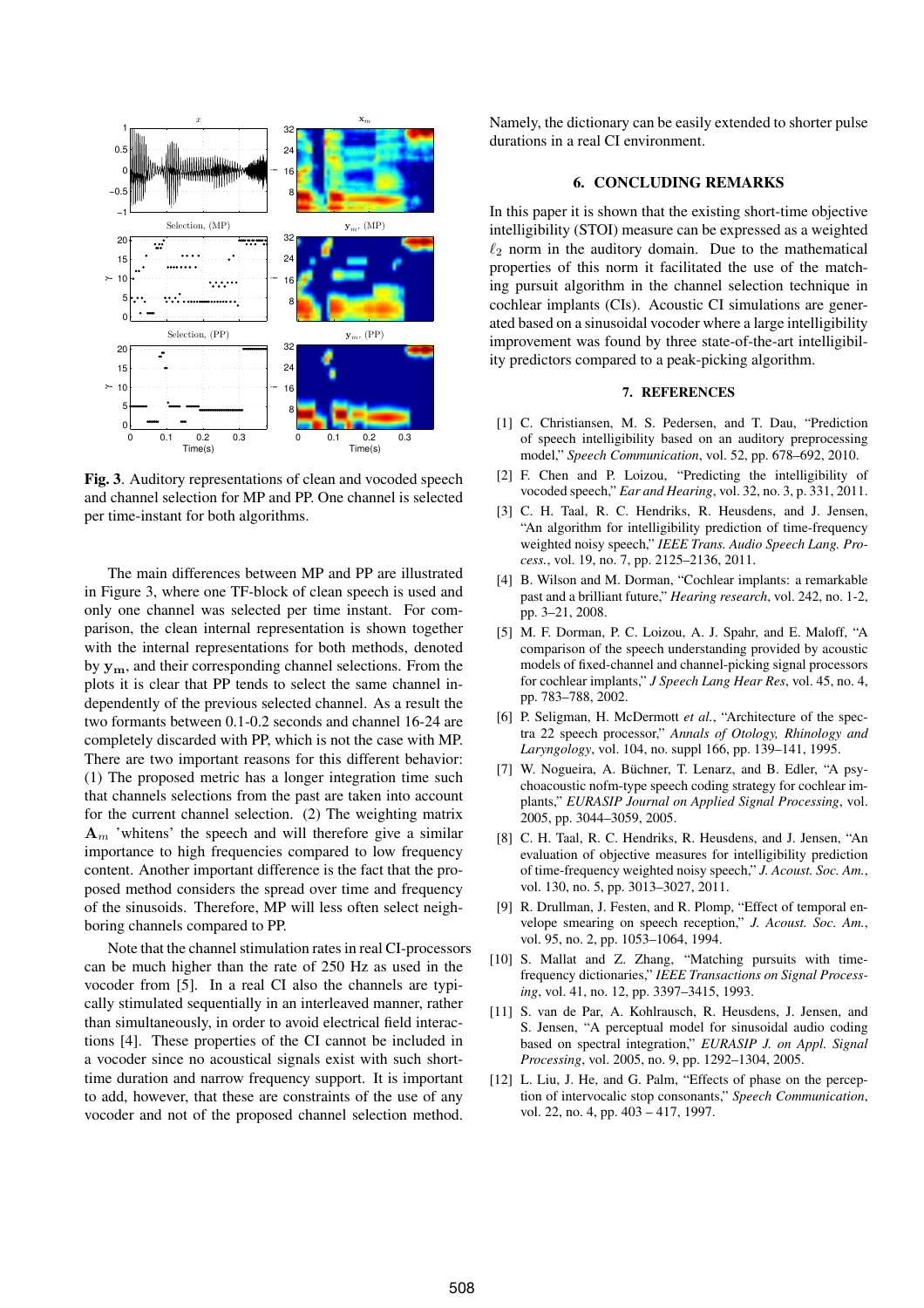x

1
0.5
0
−0.5
−1

$\mathbf{x}_m$

32
24
16
8

Selection, (MP)

20
15
γ 10
5
0

$\mathbf{y}_m$, (MP)

32
24
16
8

Selection, (PP)

20
15
γ 10
5
0
0 0.1 0.2 0.3
Time(s)

$\mathbf{y}_m$, (PP)

32
24
16
8
0 0.1 0.2 0.3
Time(s)

**Fig. 3**. Auditory representations of clean and vocoded speech and channel selection for MP and PP. One channel is selected per time-instant for both algorithms.

The main differences between MP and PP are illustrated in Figure 3, where one TF-block of clean speech is used and only one channel was selected per time instant. For comparison, the clean internal representation is shown together with the internal representations for both methods, denoted by $\mathbf{y_m}$, and their corresponding channel selections. From the plots it is clear that PP tends to select the same channel independently of the previous selected channel. As a result the two formants between 0.1-0.2 seconds and channel 16-24 are completely discarded with PP, which is not the case with MP. There are two important reasons for this different behavior: (1) The proposed metric has a longer integration time such that channels selections from the past are taken into account for the current channel selection. (2) The weighting matrix $\mathbf{A}_m$ 'whitens' the speech and will therefore give a similar importance to high frequencies compared to low frequency content. Another important difference is the fact that the proposed method considers the spread over time and frequency of the sinusoids. Therefore, MP will less often select neighboring channels compared to PP.

Note that the channel stimulation rates in real CI-processors can be much higher than the rate of 250 Hz as used in the vocoder from [5]. In a real CI also the channels are typically stimulated sequentially in an interleaved manner, rather than simultaneously, in order to avoid electrical field interactions [4]. These properties of the CI cannot be included in a vocoder since no acoustical signals exist with such short-time duration and narrow frequency support. It is important to add, however, that these are constraints of the use of any vocoder and not of the proposed channel selection method. Namely, the dictionary can be easily extended to shorter pulse durations in a real CI environment.

## 6. CONCLUDING REMARKS

In this paper it is shown that the existing short-time objective intelligibility (STOI) measure can be expressed as a weighted $\ell_2$ norm in the auditory domain. Due to the mathematical properties of this norm it facilitated the use of the matching pursuit algorithm in the channel selection technique in cochlear implants (CIs). Acoustic CI simulations are generated based on a sinusoidal vocoder where a large intelligibility improvement was found by three state-of-the-art intelligibility predictors compared to a peak-picking algorithm.

## 7. REFERENCES

[1] C. Christiansen, M. S. Pedersen, and T. Dau, "Prediction of speech intelligibility based on an auditory preprocessing model," *Speech Communication*, vol. 52, pp. 678–692, 2010.

[2] F. Chen and P. Loizou, "Predicting the intelligibility of vocoded speech," *Ear and Hearing*, vol. 32, no. 3, p. 331, 2011.

[3] C. H. Taal, R. C. Hendriks, R. Heusdens, and J. Jensen, "An algorithm for intelligibility prediction of time-frequency weighted noisy speech," *IEEE Trans. Audio Speech Lang. Process.*, vol. 19, no. 7, pp. 2125–2136, 2011.

[4] B. Wilson and M. Dorman, "Cochlear implants: a remarkable past and a brilliant future," *Hearing research*, vol. 242, no. 1-2, pp. 3–21, 2008.

[5] M. F. Dorman, P. C. Loizou, A. J. Spahr, and E. Maloff, "A comparison of the speech understanding provided by acoustic models of fixed-channel and channel-picking signal processors for cochlear implants," *J Speech Lang Hear Res*, vol. 45, no. 4, pp. 783–788, 2002.

[6] P. Seligman, H. McDermott *et al.*, "Architecture of the spectra 22 speech processor," *Annals of Otology, Rhinology and Laryngology*, vol. 104, no. suppl 166, pp. 139–141, 1995.

[7] W. Nogueira, A. Büchner, T. Lenarz, and B. Edler, "A psychoacoustic nofm-type speech coding strategy for cochlear implants," *EURASIP Journal on Applied Signal Processing*, vol. 2005, pp. 3044–3059, 2005.

[8] C. H. Taal, R. C. Hendriks, R. Heusdens, and J. Jensen, "An evaluation of objective measures for intelligibility prediction of time-frequency weighted noisy speech," *J. Acoust. Soc. Am.*, vol. 130, no. 5, pp. 3013–3027, 2011.

[9] R. Drullman, J. Festen, and R. Plomp, "Effect of temporal envelope smearing on speech reception," *J. Acoust. Soc. Am.*, vol. 95, no. 2, pp. 1053–1064, 1994.

[10] S. Mallat and Z. Zhang, "Matching pursuits with time-frequency dictionaries," *IEEE Transactions on Signal Processing*, vol. 41, no. 12, pp. 3397–3415, 1993.

[11] S. van de Par, A. Kohlrausch, R. Heusdens, J. Jensen, and S. Jensen, "A perceptual model for sinusoidal audio coding based on spectral integration," *EURASIP J. on Appl. Signal Processing*, vol. 2005, no. 9, pp. 1292–1304, 2005.

[12] L. Liu, J. He, and G. Palm, "Effects of phase on the perception of intervocalic stop consonants," *Speech Communication*, vol. 22, no. 4, pp. 403 – 417, 1997.